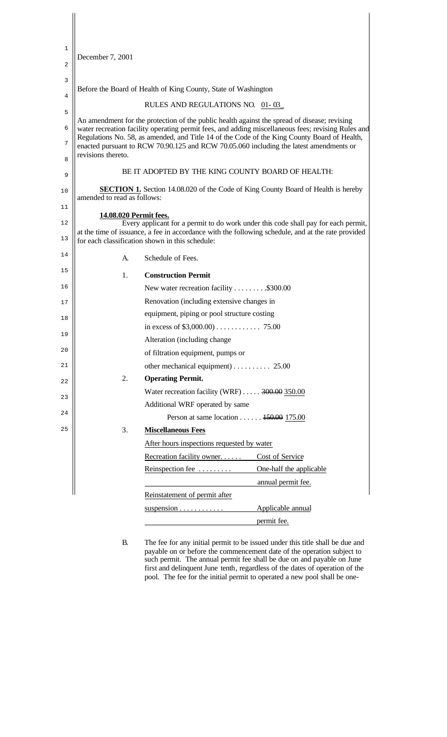December 7, 2001

Before the Board of Health of King County, State of Washington

RULES AND REGULATIONS NO. 01- 03

An amendment for the protection of the public health against the spread of disease; revising water recreation facility operating permit fees, and adding miscellaneous fees; revising Rules and Regulations No. 58, as amended, and Title 14 of the Code of the King County Board of Health, enacted pursuant to RCW 70.90.125 and RCW 70.05.060 including the latest amendments or revisions thereto.

BE IT ADOPTED BY THE KING COUNTY BOARD OF HEALTH:

**SECTION 1.** Section 14.08.020 of the Code of King County Board of Health is hereby amended to read as follows:

**14.08.020 Permit fees.**

Every applicant for a permit to do work under this code shall pay for each permit, at the time of issuance, a fee in accordance with the following schedule, and at the rate provided for each classification shown in this schedule:

A. Schedule of Fees.

1. **Construction Permit**

   New water recreation facility . . . . . . . . .$300.00

   Renovation (including extensive changes in equipment, piping or pool structure costing in excess of $3,000.00) . . . . . . . . . . . . 75.00

   Alteration (including change of filtration equipment, pumps or other mechanical equipment) . . . . . . . . . . 25.00

2. **Operating Permit.**

   Water recreation facility (WRF) . . . . . ~~300.00~~ 350.00

   Additional WRF operated by same Person at same location . . . . . . ~~150.00~~ 175.00

3. **Miscellaneous Fees**

   After hours inspections requested by water Recreation facility owner. . . . . . Cost of Service

   Reinspection fee . . . . . . . . . One-half the applicable annual permit fee.

   Reinstatement of permit after suspension . . . . . . . . . . . . Applicable annual permit fee.

B. The fee for any initial permit to be issued under this title shall be due and payable on or before the commencement date of the operation subject to such permit. The annual permit fee shall be due on and payable on June first and delinquent June tenth, regardless of the dates of operation of the pool. The fee for the initial permit to operated a new pool shall be one-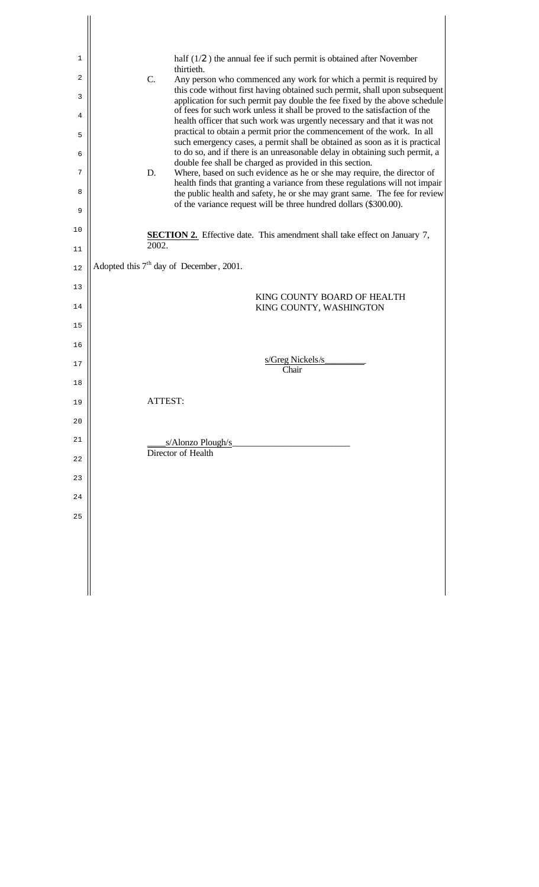half (1/2) the annual fee if such permit is obtained after November thirtieth.

C. Any person who commenced any work for which a permit is required by this code without first having obtained such permit, shall upon subsequent application for such permit pay double the fee fixed by the above schedule of fees for such work unless it shall be proved to the satisfaction of the health officer that such work was urgently necessary and that it was not practical to obtain a permit prior the commencement of the work. In all such emergency cases, a permit shall be obtained as soon as it is practical to do so, and if there is an unreasonable delay in obtaining such permit, a double fee shall be charged as provided in this section.

D. Where, based on such evidence as he or she may require, the director of health finds that granting a variance from these regulations will not impair the public health and safety, he or she may grant same. The fee for review of the variance request will be three hundred dollars ($300.00).

**SECTION 2.** Effective date. This amendment shall take effect on January 7, 2002.

Adopted this 7th day of December, 2001.

KING COUNTY BOARD OF HEALTH
KING COUNTY, WASHINGTON

s/Greg Nickels/s
Chair

ATTEST:

s/Alonzo Plough/s
Director of Health